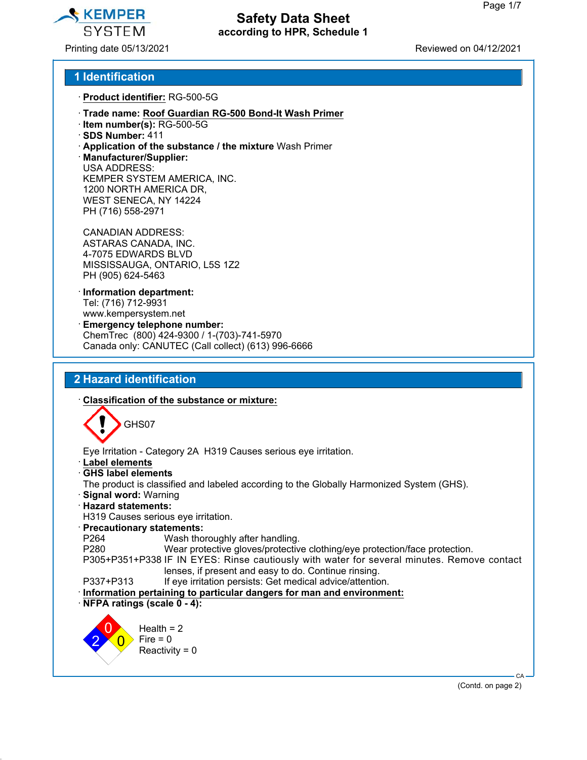# Safety Data Sheet
**according to HPR, Schedule 1**

Printing date 05/13/2021 Reviewed on 04/12/2021

## 1 Identification

· **Product identifier:** RG-500-5G

· **Trade name: Roof Guardian RG-500 Bond-It Wash Primer**
· **Item number(s):** RG-500-5G
· **SDS Number:** 411
· **Application of the substance / the mixture** Wash Primer
· **Manufacturer/Supplier:**
USA ADDRESS:
KEMPER SYSTEM AMERICA, INC.
1200 NORTH AMERICA DR,
WEST SENECA, NY 14224
PH (716) 558-2971

CANADIAN ADDRESS:
ASTARAS CANADA, INC.
4-7075 EDWARDS BLVD
MISSISSAUGA, ONTARIO, L5S 1Z2
PH (905) 624-5463

· **Information department:**
Tel: (716) 712-9931
www.kempersystem.net
· **Emergency telephone number:**
ChemTrec (800) 424-9300 / 1-(703)-741-5970
Canada only: CANUTEC (Call collect) (613) 996-6666

## 2 Hazard identification

· **Classification of the substance or mixture:**

GHS07

Eye Irritation - Category 2A H319 Causes serious eye irritation.
· **Label elements**
· **GHS label elements**
The product is classified and labeled according to the Globally Harmonized System (GHS).
· **Signal word:** Warning
· **Hazard statements:**
H319 Causes serious eye irritation.
· **Precautionary statements:**

| | |
|---|---|
| P264 | Wash thoroughly after handling. |
| P280 | Wear protective gloves/protective clothing/eye protection/face protection. |
| P305+P351+P338 | IF IN EYES: Rinse cautiously with water for several minutes. Remove contact lenses, if present and easy to do. Continue rinsing. |
| P337+P313 | If eye irritation persists: Get medical advice/attention. |

· **Information pertaining to particular dangers for man and environment:**
· **NFPA ratings (scale 0 - 4):**

Health = 2
Fire = 0
Reactivity = 0

(Contd. on page 2)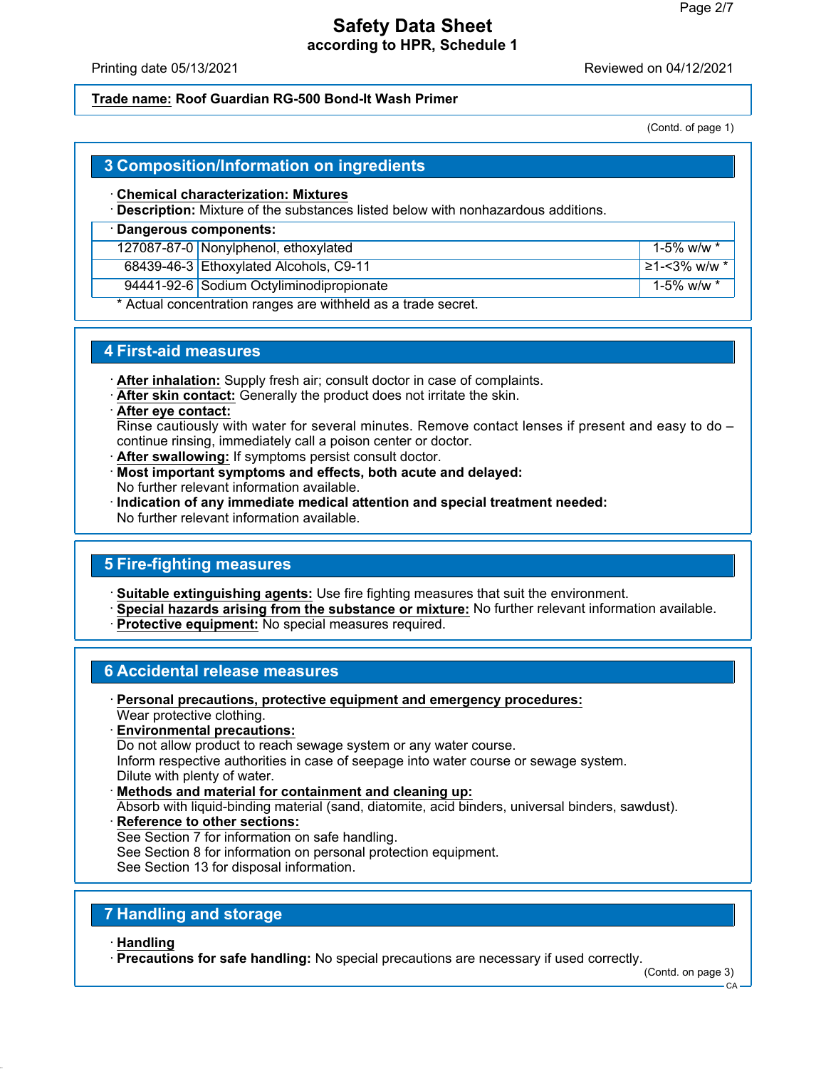(Contd. of page 1)

## 3 Composition/Information on ingredients

· **Chemical characterization: Mixtures**
· **Description:** Mixture of the substances listed below with nonhazardous additions.

| · Dangerous components: | | |
|---|---|---|
| 127087-87-0 | Nonylphenol, ethoxylated | 1-5% w/w * |
| 68439-46-3 | Ethoxylated Alcohols, C9-11 | ≥1-<3% w/w * |
| 94441-92-6 | Sodium Octyliminodipropionate | 1-5% w/w * |

* Actual concentration ranges are withheld as a trade secret.

## 4 First-aid measures

· **After inhalation:** Supply fresh air; consult doctor in case of complaints.
· **After skin contact:** Generally the product does not irritate the skin.
· **After eye contact:**
Rinse cautiously with water for several minutes. Remove contact lenses if present and easy to do – continue rinsing, immediately call a poison center or doctor.
· **After swallowing:** If symptoms persist consult doctor.
· **Most important symptoms and effects, both acute and delayed:**
No further relevant information available.
· **Indication of any immediate medical attention and special treatment needed:**
No further relevant information available.

## 5 Fire-fighting measures

· **Suitable extinguishing agents:** Use fire fighting measures that suit the environment.
· **Special hazards arising from the substance or mixture:** No further relevant information available.
· **Protective equipment:** No special measures required.

## 6 Accidental release measures

· **Personal precautions, protective equipment and emergency procedures:**
Wear protective clothing.
· **Environmental precautions:**
Do not allow product to reach sewage system or any water course.
Inform respective authorities in case of seepage into water course or sewage system.
Dilute with plenty of water.
· **Methods and material for containment and cleaning up:**
Absorb with liquid-binding material (sand, diatomite, acid binders, universal binders, sawdust).
· **Reference to other sections:**
See Section 7 for information on safe handling.
See Section 8 for information on personal protection equipment.
See Section 13 for disposal information.

## 7 Handling and storage

· **Handling**
· **Precautions for safe handling:** No special precautions are necessary if used correctly.

(Contd. on page 3)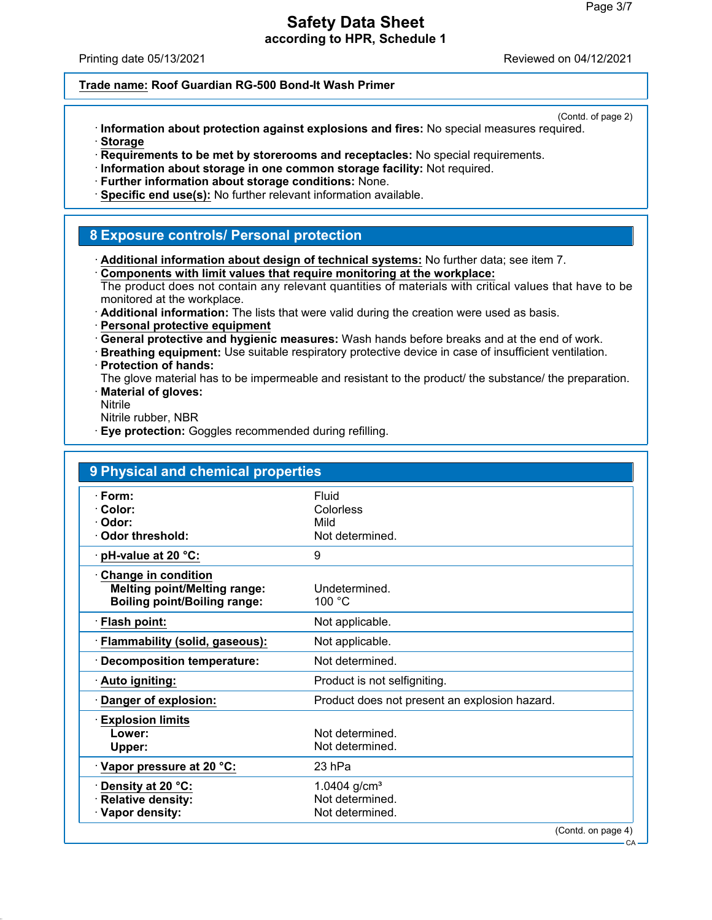**Trade name: Roof Guardian RG-500 Bond-It Wash Primer**

(Contd. of page 2)

· **Information about protection against explosions and fires:** No special measures required.
· **Storage**
· **Requirements to be met by storerooms and receptacles:** No special requirements.
· **Information about storage in one common storage facility:** Not required.
· **Further information about storage conditions:** None.
· **Specific end use(s):** No further relevant information available.

## 8 Exposure controls/ Personal protection

· **Additional information about design of technical systems:** No further data; see item 7.
· **Components with limit values that require monitoring at the workplace:**
The product does not contain any relevant quantities of materials with critical values that have to be monitored at the workplace.
· **Additional information:** The lists that were valid during the creation were used as basis.
· **Personal protective equipment**
· **General protective and hygienic measures:** Wash hands before breaks and at the end of work.
· **Breathing equipment:** Use suitable respiratory protective device in case of insufficient ventilation.
· **Protection of hands:**
The glove material has to be impermeable and resistant to the product/ the substance/ the preparation.
· **Material of gloves:**
Nitrile
Nitrile rubber, NBR
· **Eye protection:** Goggles recommended during refilling.

## 9 Physical and chemical properties

| | |
|---|---|
| · **Form:** | Fluid |
| · **Color:** | Colorless |
| · **Odor:** | Mild |
| · **Odor threshold:** | Not determined. |
| · **pH-value at 20 °C:** | 9 |
| · **Change in condition** | |
| **Melting point/Melting range:** | Undetermined. |
| **Boiling point/Boiling range:** | 100 °C |
| · **Flash point:** | Not applicable. |
| · **Flammability (solid, gaseous):** | Not applicable. |
| · **Decomposition temperature:** | Not determined. |
| · **Auto igniting:** | Product is not selfigniting. |
| · **Danger of explosion:** | Product does not present an explosion hazard. |
| · **Explosion limits** | |
| **Lower:** | Not determined. |
| **Upper:** | Not determined. |
| · **Vapor pressure at 20 °C:** | 23 hPa |
| · **Density at 20 °C:** | 1.0404 g/cm³ |
| · **Relative density:** | Not determined. |
| · **Vapor density:** | Not determined. |

(Contd. on page 4)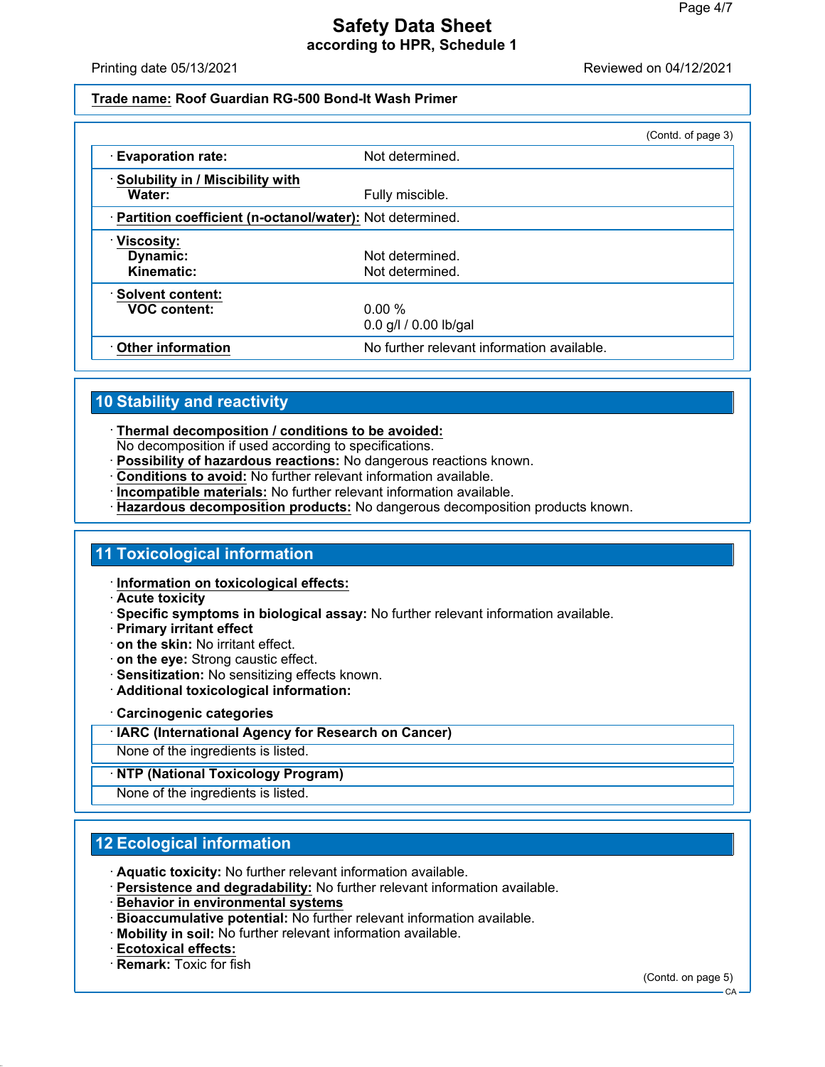**Trade name: Roof Guardian RG-500 Bond-It Wash Primer**

(Contd. of page 3)

| | |
|---|---|
| · **Evaporation rate:** | Not determined. |
| · **Solubility in / Miscibility with Water:** | Fully miscible. |
| · **Partition coefficient (n-octanol/water):** | Not determined. |
| · **Viscosity:** | |
| **Dynamic:** | Not determined. |
| **Kinematic:** | Not determined. |
| · **Solvent content:** | |
| **VOC content:** | 0.00 % |
| | 0.0 g/l / 0.00 lb/gal |
| · **Other information** | No further relevant information available. |

## 10 Stability and reactivity

· **Thermal decomposition / conditions to be avoided:**
No decomposition if used according to specifications.
· **Possibility of hazardous reactions:** No dangerous reactions known.
· **Conditions to avoid:** No further relevant information available.
· **Incompatible materials:** No further relevant information available.
· **Hazardous decomposition products:** No dangerous decomposition products known.

## 11 Toxicological information

· **Information on toxicological effects:**
· **Acute toxicity**
· **Specific symptoms in biological assay:** No further relevant information available.
· **Primary irritant effect**
· **on the skin:** No irritant effect.
· **on the eye:** Strong caustic effect.
· **Sensitization:** No sensitizing effects known.
· **Additional toxicological information:**

· **Carcinogenic categories**

| · IARC (International Agency for Research on Cancer) |
|---|
| None of the ingredients is listed. |

| · NTP (National Toxicology Program) |
|---|
| None of the ingredients is listed. |

## 12 Ecological information

· **Aquatic toxicity:** No further relevant information available.
· **Persistence and degradability:** No further relevant information available.
· **Behavior in environmental systems**
· **Bioaccumulative potential:** No further relevant information available.
· **Mobility in soil:** No further relevant information available.
· **Ecotoxical effects:**
· **Remark:** Toxic for fish

(Contd. on page 5)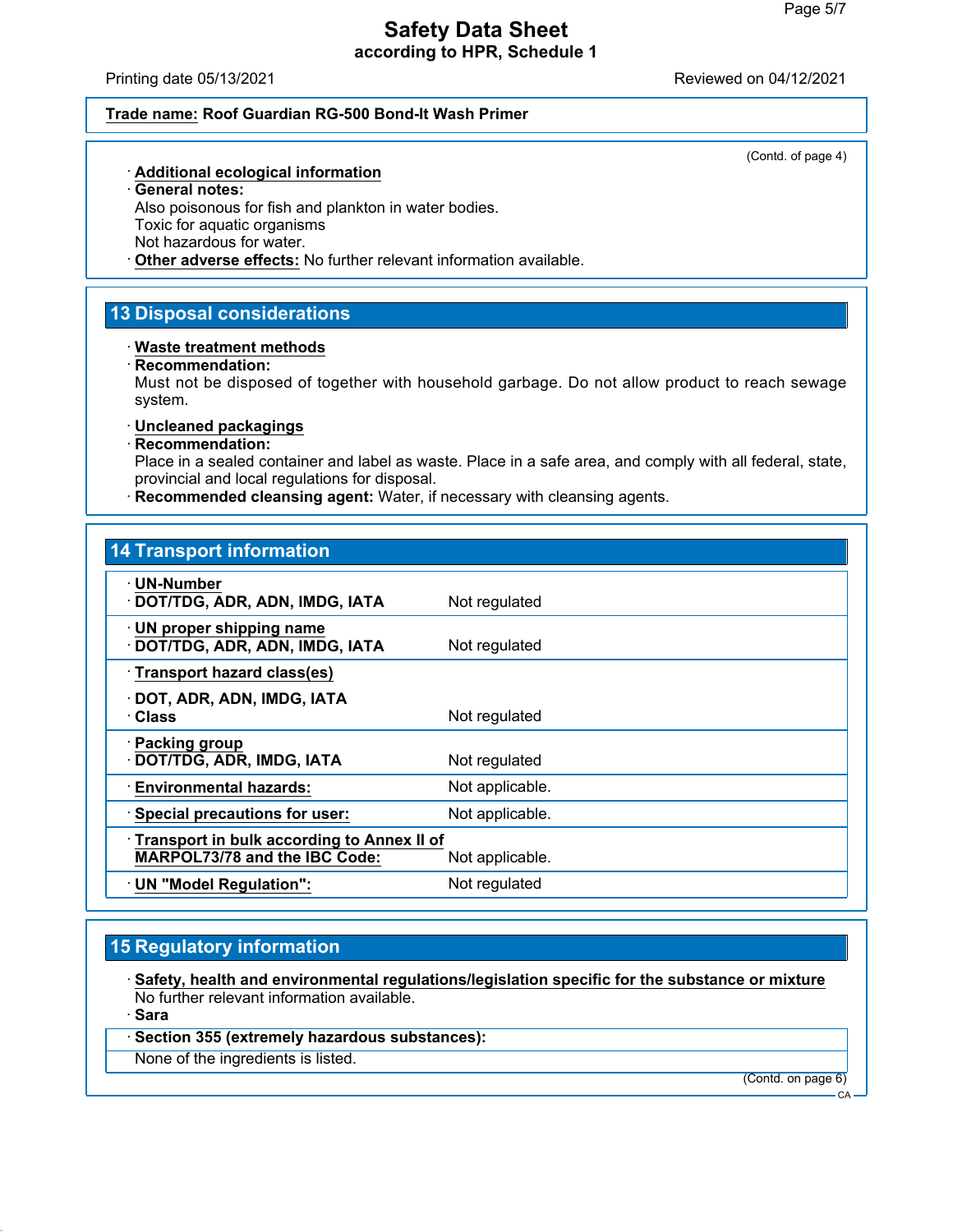**Trade name: Roof Guardian RG-500 Bond-It Wash Primer**

(Contd. of page 4)

· **Additional ecological information**
· **General notes:**
Also poisonous for fish and plankton in water bodies.
Toxic for aquatic organisms
Not hazardous for water.
· **Other adverse effects:** No further relevant information available.

## 13 Disposal considerations

· **Waste treatment methods**
· **Recommendation:**
Must not be disposed of together with household garbage. Do not allow product to reach sewage system.

· **Uncleaned packagings**
· **Recommendation:**
Place in a sealed container and label as waste. Place in a safe area, and comply with all federal, state, provincial and local regulations for disposal.
· **Recommended cleansing agent:** Water, if necessary with cleansing agents.

## 14 Transport information

| | |
|---|---|
| · **UN-Number** | |
| · **DOT/TDG, ADR, ADN, IMDG, IATA** | Not regulated |
| · **UN proper shipping name** | |
| · **DOT/TDG, ADR, ADN, IMDG, IATA** | Not regulated |
| · **Transport hazard class(es)** | |
| · **DOT, ADR, ADN, IMDG, IATA** | |
| · **Class** | Not regulated |
| · **Packing group** | |
| · **DOT/TDG, ADR, IMDG, IATA** | Not regulated |
| · **Environmental hazards:** | Not applicable. |
| · **Special precautions for user:** | Not applicable. |
| · **Transport in bulk according to Annex II of MARPOL73/78 and the IBC Code:** | Not applicable. |
| · **UN "Model Regulation":** | Not regulated |

## 15 Regulatory information

· **Safety, health and environmental regulations/legislation specific for the substance or mixture**
No further relevant information available.
· **Sara**

· **Section 355 (extremely hazardous substances):**
None of the ingredients is listed.

(Contd. on page 6)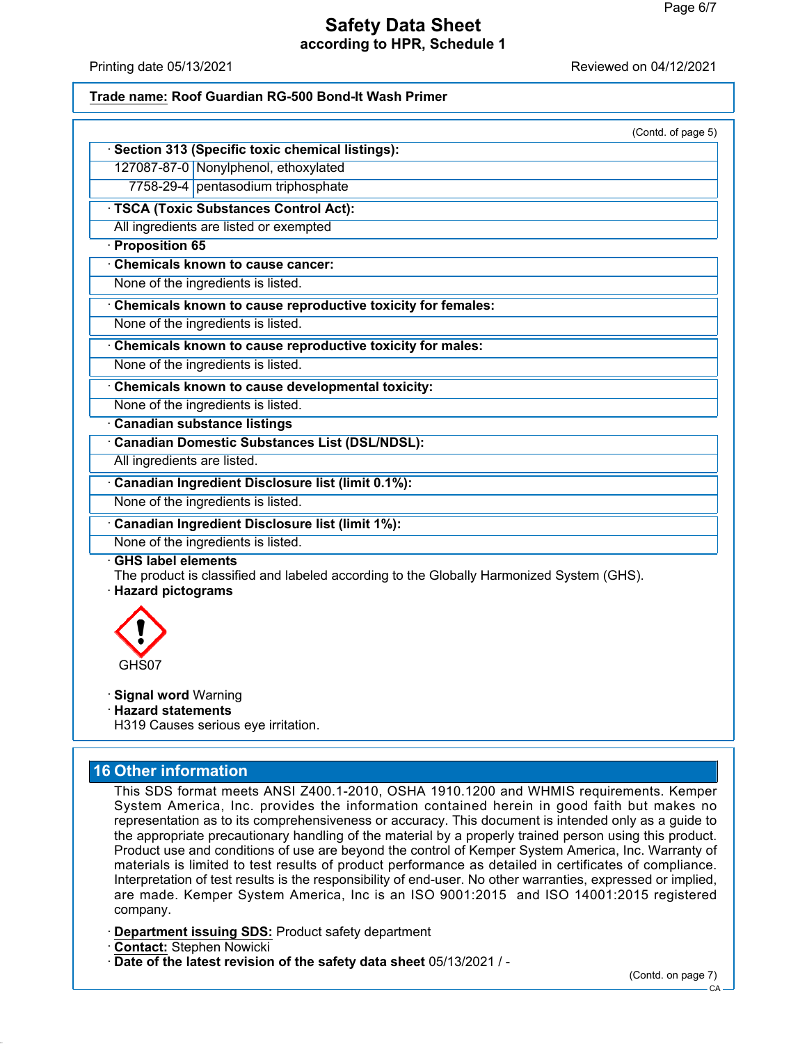**Trade name: Roof Guardian RG-500 Bond-It Wash Primer**

(Contd. of page 5)

· **Section 313 (Specific toxic chemical listings):**

| | |
|---|---|
| 127087-87-0 | Nonylphenol, ethoxylated |
| 7758-29-4 | pentasodium triphosphate |

· **TSCA (Toxic Substances Control Act):**

All ingredients are listed or exempted

· **Proposition 65**

· **Chemicals known to cause cancer:**

None of the ingredients is listed.

· **Chemicals known to cause reproductive toxicity for females:**

None of the ingredients is listed.

· **Chemicals known to cause reproductive toxicity for males:**

None of the ingredients is listed.

· **Chemicals known to cause developmental toxicity:**

None of the ingredients is listed.

· **Canadian substance listings**

· **Canadian Domestic Substances List (DSL/NDSL):**

All ingredients are listed.

· **Canadian Ingredient Disclosure list (limit 0.1%):**

None of the ingredients is listed.

· **Canadian Ingredient Disclosure list (limit 1%):**

None of the ingredients is listed.

· **GHS label elements**

The product is classified and labeled according to the Globally Harmonized System (GHS).

· **Hazard pictograms**

GHS07

· **Signal word** Warning

· **Hazard statements**

H319 Causes serious eye irritation.

## 16 Other information

This SDS format meets ANSI Z400.1-2010, OSHA 1910.1200 and WHMIS requirements. Kemper System America, Inc. provides the information contained herein in good faith but makes no representation as to its comprehensiveness or accuracy. This document is intended only as a guide to the appropriate precautionary handling of the material by a properly trained person using this product. Product use and conditions of use are beyond the control of Kemper System America, Inc. Warranty of materials is limited to test results of product performance as detailed in certificates of compliance. Interpretation of test results is the responsibility of end-user. No other warranties, expressed or implied, are made. Kemper System America, Inc is an ISO 9001:2015 and ISO 14001:2015 registered company.

· **Department issuing SDS:** Product safety department

· **Contact:** Stephen Nowicki

· **Date of the latest revision of the safety data sheet** 05/13/2021 / -

(Contd. on page 7)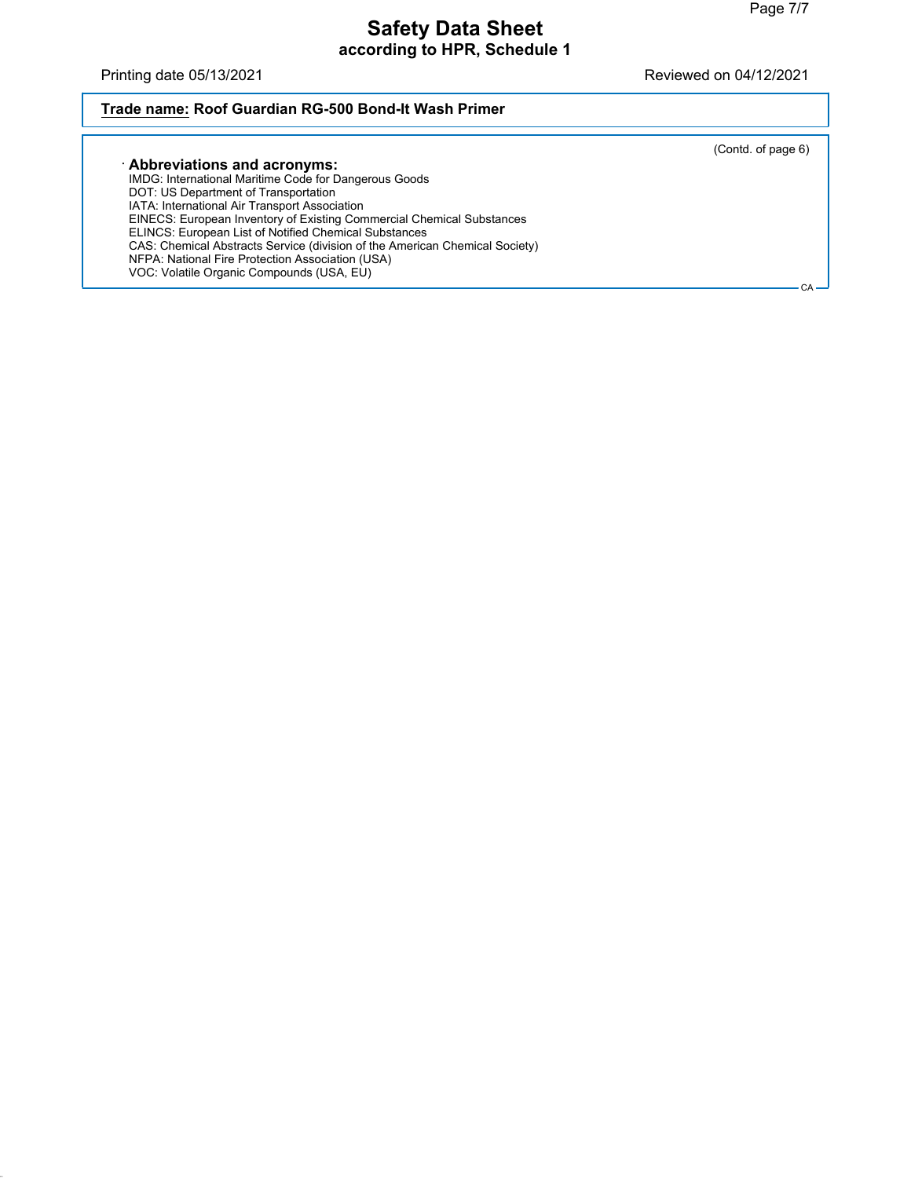(Contd. of page 6)

· **Abbreviations and acronyms:**

IMDG: International Maritime Code for Dangerous Goods
DOT: US Department of Transportation
IATA: International Air Transport Association
EINECS: European Inventory of Existing Commercial Chemical Substances
ELINCS: European List of Notified Chemical Substances
CAS: Chemical Abstracts Service (division of the American Chemical Society)
NFPA: National Fire Protection Association (USA)
VOC: Volatile Organic Compounds (USA, EU)